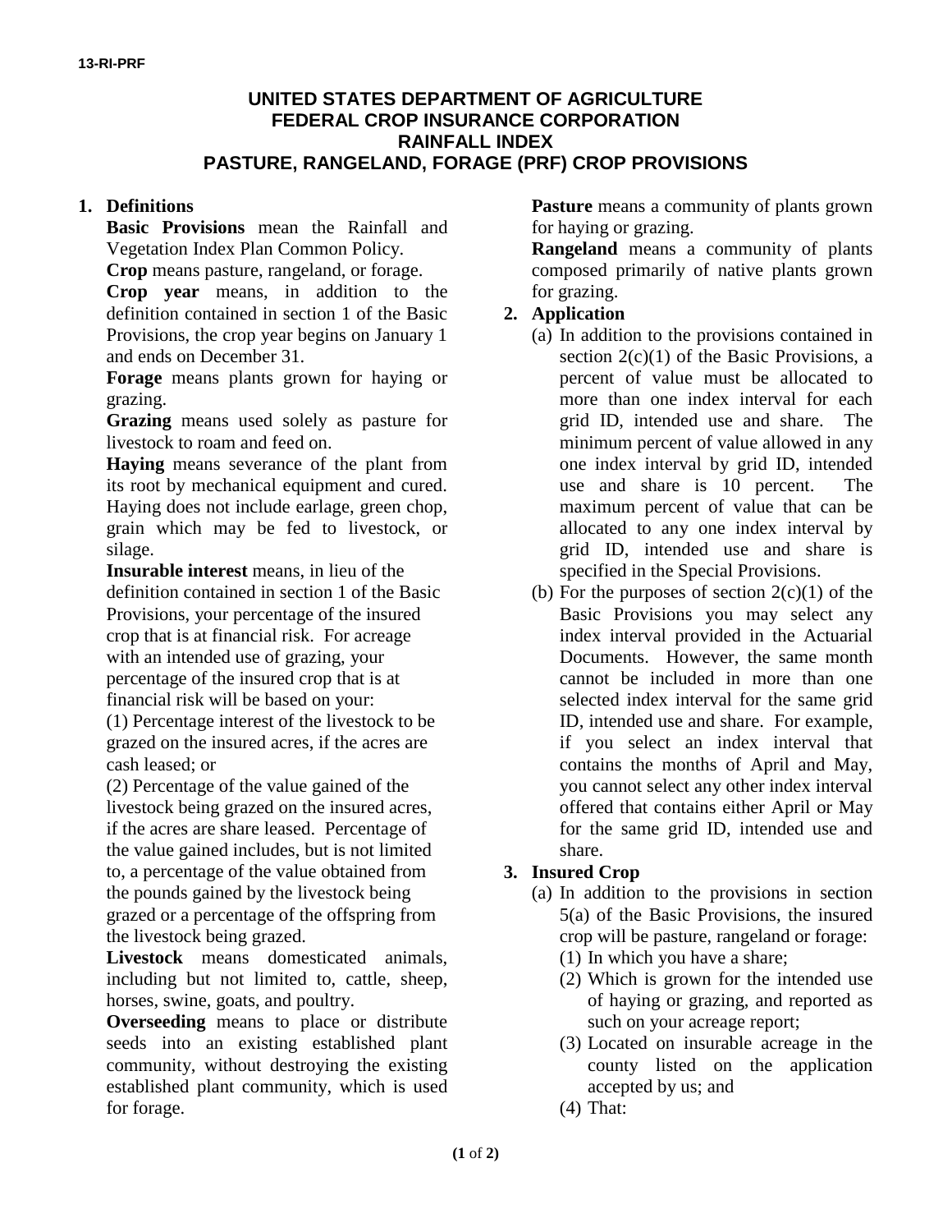13-RI-PRF

# UNITED STATES DEPARTMENT OF AGRICULTURE
# FEDERAL CROP INSURANCE CORPORATION
# RAINFALL INDEX
# PASTURE, RANGELAND, FORAGE (PRF) CROP PROVISIONS

**1. Definitions**

**Basic Provisions** mean the Rainfall and Vegetation Index Plan Common Policy.

**Crop** means pasture, rangeland, or forage.

**Crop year** means, in addition to the definition contained in section 1 of the Basic Provisions, the crop year begins on January 1 and ends on December 31.

**Forage** means plants grown for haying or grazing.

**Grazing** means used solely as pasture for livestock to roam and feed on.

**Haying** means severance of the plant from its root by mechanical equipment and cured. Haying does not include earlage, green chop, grain which may be fed to livestock, or silage.

**Insurable interest** means, in lieu of the definition contained in section 1 of the Basic Provisions, your percentage of the insured crop that is at financial risk. For acreage with an intended use of grazing, your percentage of the insured crop that is at financial risk will be based on your:

(1) Percentage interest of the livestock to be grazed on the insured acres, if the acres are cash leased; or

(2) Percentage of the value gained of the livestock being grazed on the insured acres, if the acres are share leased. Percentage of the value gained includes, but is not limited to, a percentage of the value obtained from the pounds gained by the livestock being grazed or a percentage of the offspring from the livestock being grazed.

**Livestock** means domesticated animals, including but not limited to, cattle, sheep, horses, swine, goats, and poultry.

**Overseeding** means to place or distribute seeds into an existing established plant community, without destroying the existing established plant community, which is used for forage.

**Pasture** means a community of plants grown for haying or grazing.

**Rangeland** means a community of plants composed primarily of native plants grown for grazing.

**2. Application**

(a) In addition to the provisions contained in section 2(c)(1) of the Basic Provisions, a percent of value must be allocated to more than one index interval for each grid ID, intended use and share. The minimum percent of value allowed in any one index interval by grid ID, intended use and share is 10 percent. The maximum percent of value that can be allocated to any one index interval by grid ID, intended use and share is specified in the Special Provisions.

(b) For the purposes of section 2(c)(1) of the Basic Provisions you may select any index interval provided in the Actuarial Documents. However, the same month cannot be included in more than one selected index interval for the same grid ID, intended use and share. For example, if you select an index interval that contains the months of April and May, you cannot select any other index interval offered that contains either April or May for the same grid ID, intended use and share.

**3. Insured Crop**

(a) In addition to the provisions in section 5(a) of the Basic Provisions, the insured crop will be pasture, rangeland or forage:

(1) In which you have a share;

(2) Which is grown for the intended use of haying or grazing, and reported as such on your acreage report;

(3) Located on insurable acreage in the county listed on the application accepted by us; and

(4) That: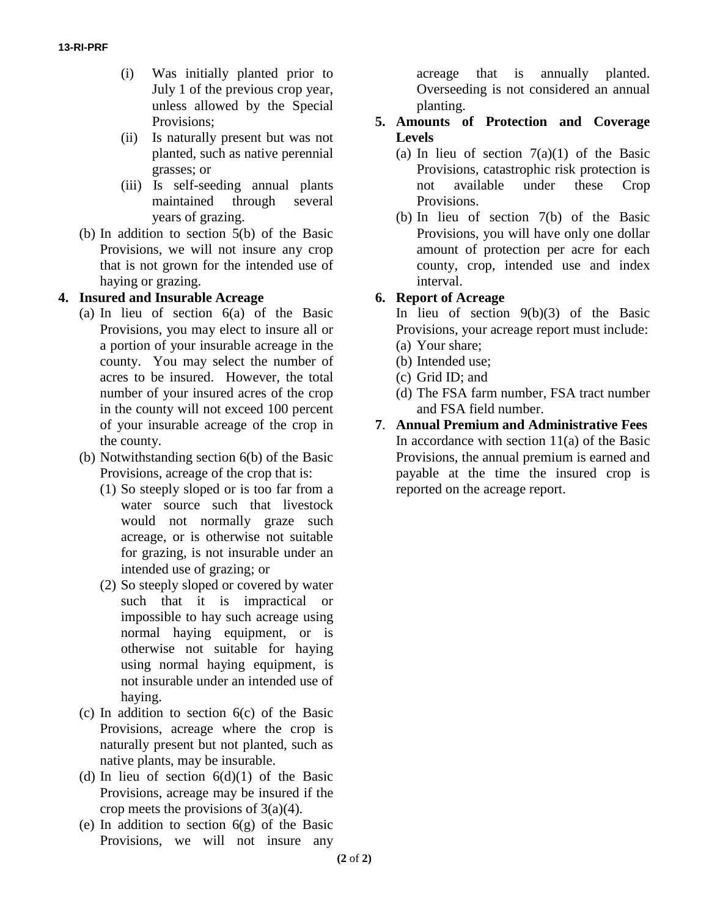(i) Was initially planted prior to July 1 of the previous crop year, unless allowed by the Special Provisions;

(ii) Is naturally present but was not planted, such as native perennial grasses; or

(iii) Is self-seeding annual plants maintained through several years of grazing.

(b) In addition to section 5(b) of the Basic Provisions, we will not insure any crop that is not grown for the intended use of haying or grazing.

**4. Insured and Insurable Acreage**

(a) In lieu of section 6(a) of the Basic Provisions, you may elect to insure all or a portion of your insurable acreage in the county. You may select the number of acres to be insured. However, the total number of your insured acres of the crop in the county will not exceed 100 percent of your insurable acreage of the crop in the county.

(b) Notwithstanding section 6(b) of the Basic Provisions, acreage of the crop that is:

(1) So steeply sloped or is too far from a water source such that livestock would not normally graze such acreage, or is otherwise not suitable for grazing, is not insurable under an intended use of grazing; or

(2) So steeply sloped or covered by water such that it is impractical or impossible to hay such acreage using normal haying equipment, or is otherwise not suitable for haying using normal haying equipment, is not insurable under an intended use of haying.

(c) In addition to section 6(c) of the Basic Provisions, acreage where the crop is naturally present but not planted, such as native plants, may be insurable.

(d) In lieu of section 6(d)(1) of the Basic Provisions, acreage may be insured if the crop meets the provisions of 3(a)(4).

(e) In addition to section 6(g) of the Basic Provisions, we will not insure any acreage that is annually planted. Overseeding is not considered an annual planting.

**5. Amounts of Protection and Coverage Levels**

(a) In lieu of section 7(a)(1) of the Basic Provisions, catastrophic risk protection is not available under these Crop Provisions.

(b) In lieu of section 7(b) of the Basic Provisions, you will have only one dollar amount of protection per acre for each county, crop, intended use and index interval.

**6. Report of Acreage**

In lieu of section 9(b)(3) of the Basic Provisions, your acreage report must include:

(a) Your share;

(b) Intended use;

(c) Grid ID; and

(d) The FSA farm number, FSA tract number and FSA field number.

**7. Annual Premium and Administrative Fees**

In accordance with section 11(a) of the Basic Provisions, the annual premium is earned and payable at the time the insured crop is reported on the acreage report.